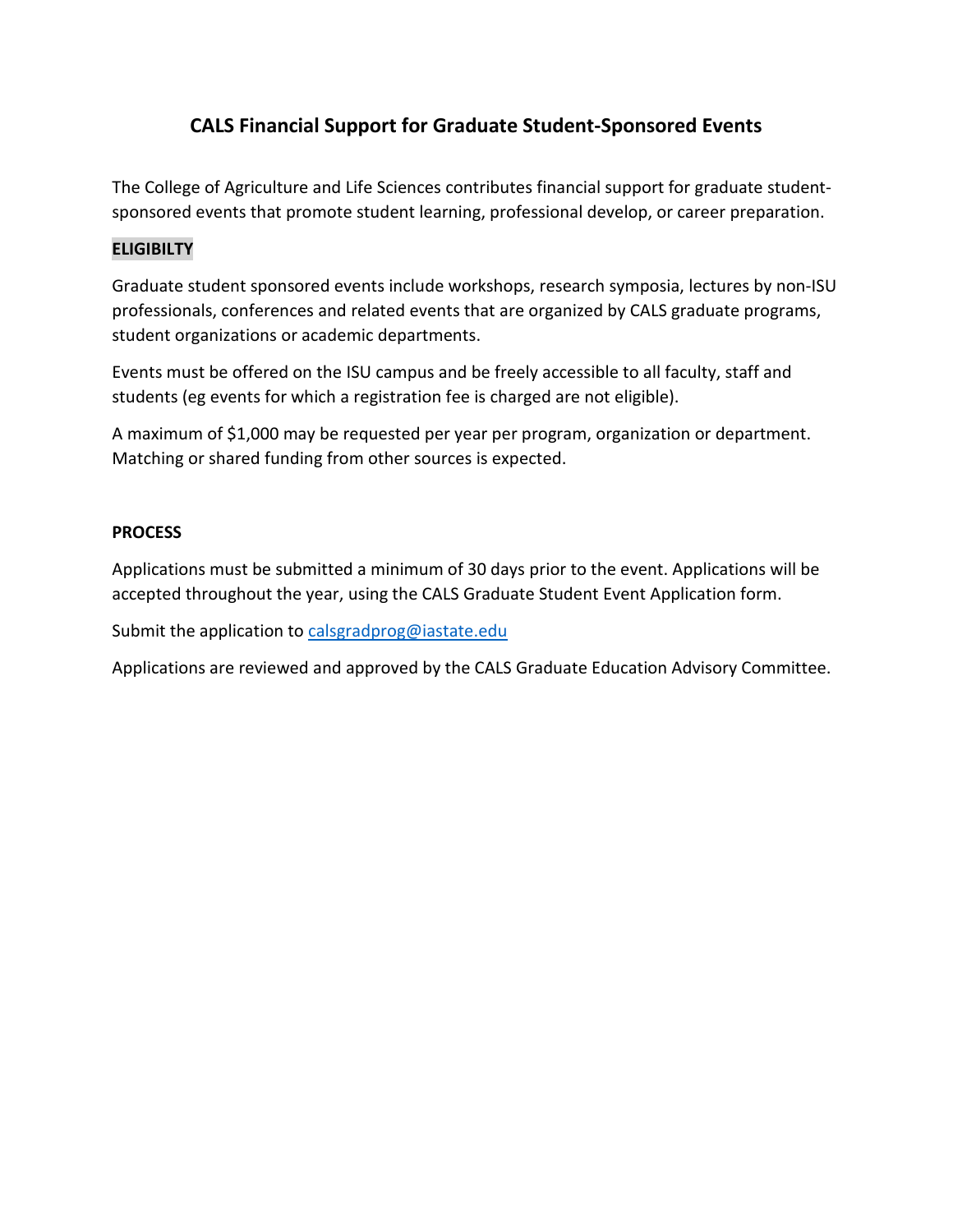# CALS Financial Support for Graduate Student-Sponsored Events

The College of Agriculture and Life Sciences contributes financial support for graduate student-sponsored events that promote student learning, professional develop, or career preparation.

## ELIGIBILTY

Graduate student sponsored events include workshops, research symposia, lectures by non-ISU professionals, conferences and related events that are organized by CALS graduate programs, student organizations or academic departments.

Events must be offered on the ISU campus and be freely accessible to all faculty, staff and students (eg events for which a registration fee is charged are not eligible).

A maximum of $1,000 may be requested per year per program, organization or department. Matching or shared funding from other sources is expected.

## PROCESS

Applications must be submitted a minimum of 30 days prior to the event. Applications will be accepted throughout the year, using the CALS Graduate Student Event Application form.

Submit the application to calsgradprog@iastate.edu

Applications are reviewed and approved by the CALS Graduate Education Advisory Committee.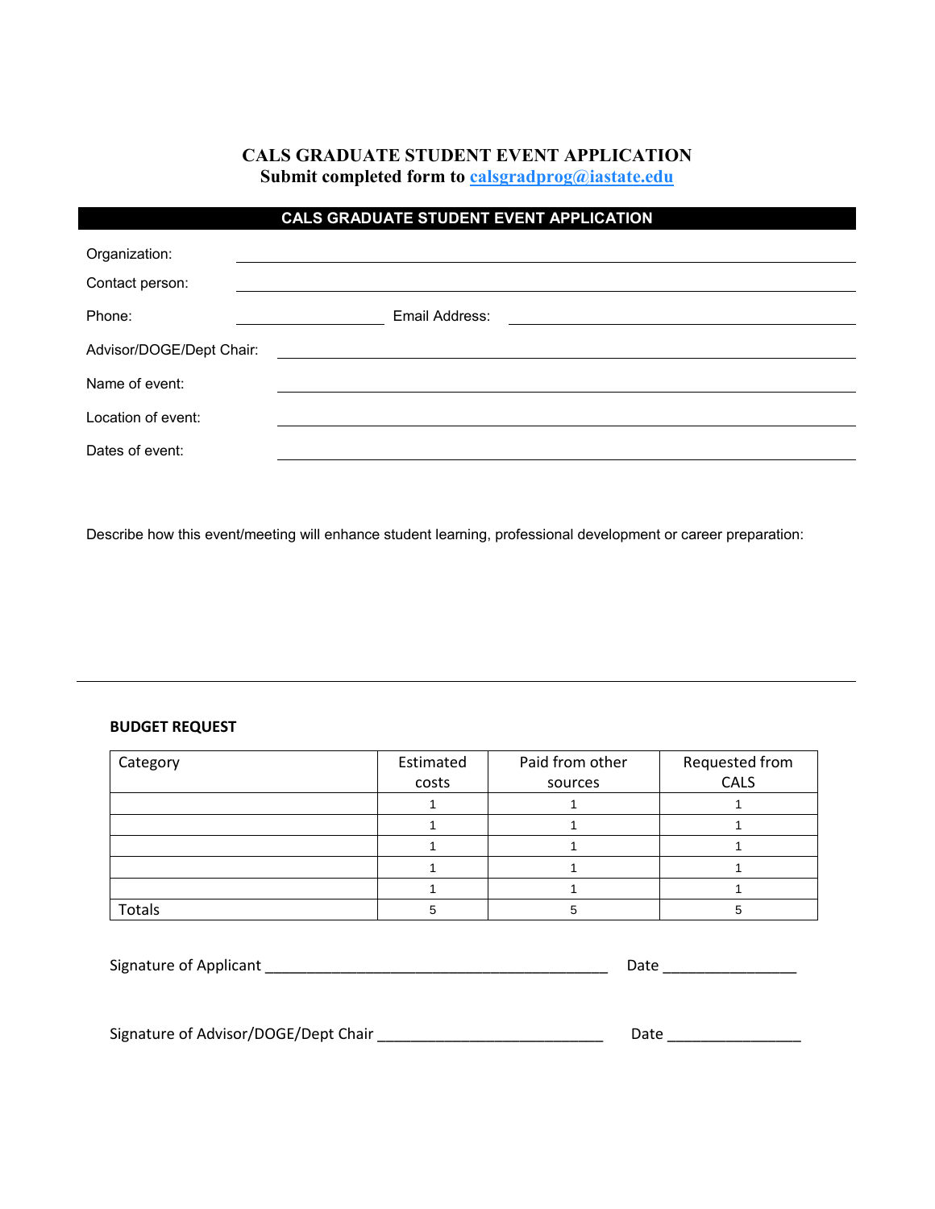# CALS GRADUATE STUDENT EVENT APPLICATION

**Submit completed form to [calsgradprog@iastate.edu](mailto:calsgradprog@iastate.edu)**

## CALS GRADUATE STUDENT EVENT APPLICATION

Organization: ______________________________

Contact person: ______________________________

Phone: ______________ Email Address: ______________________________

Advisor/DOGE/Dept Chair: ______________________________

Name of event: ______________________________

Location of event: ______________________________

Dates of event: ______________________________

Describe how this event/meeting will enhance student learning, professional development or career preparation:

---

**BUDGET REQUEST**

| Category | Estimated costs | Paid from other sources | Requested from CALS |
|---|---|---|---|
| | 1 | 1 | 1 |
| | 1 | 1 | 1 |
| | 1 | 1 | 1 |
| | 1 | 1 | 1 |
| | 1 | 1 | 1 |
| Totals | 5 | 5 | 5 |

Signature of Applicant ___________________________________________ Date ________________

Signature of Advisor/DOGE/Dept Chair ____________________________ Date ________________